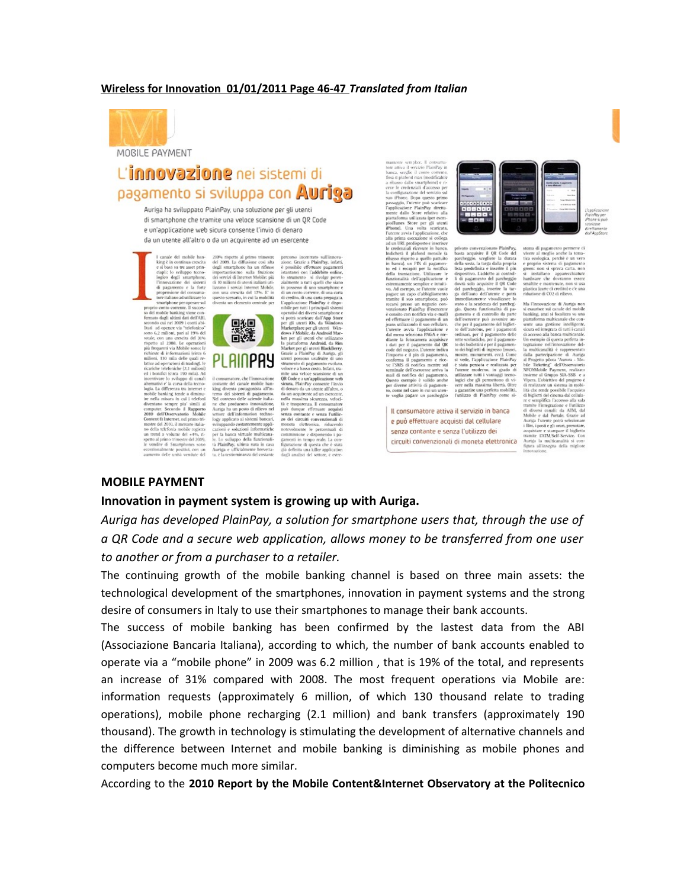**Wireless for Innovation 01/01/2011 Page 46-47** ***Translated from Italian***

MOBILE PAYMENT

# L'innovazione nei sistemi di pagamento si sviluppa con Auriga

Auriga ha sviluppato PlainPay, una soluzione per gli utenti di smartphone che tramite una veloce scansione di un QR Code e un'applicazione web sicura consente l'invio di denaro da un utente all'altro o da un acquirente ad un esercente

Il consumatore attiva il servizio in banca e può effettuare acquisti dal cellulare senza contante e senza l'utilizzo dei circuiti convenzionali di moneta elettronica

## MOBILE PAYMENT

### Innovation in payment system is growing up with Auriga.

*Auriga has developed PlainPay, a solution for smartphone users that, through the use of a QR Code and a secure web application, allows money to be transferred from one user to another or from a purchaser to a retailer.*

The continuing growth of the mobile banking channel is based on three main assets: the technological development of the smartphones, innovation in payment systems and the strong desire of consumers in Italy to use their smartphones to manage their bank accounts.

The success of mobile banking has been confirmed by the lastest data from the ABI (Associazione Bancaria Italiana), according to which, the number of bank accounts enabled to operate via a "mobile phone" in 2009 was 6.2 million , that is 19% of the total, and represents an increase of 31% compared with 2008. The most frequent operations via Mobile are: information requests (approximately 6 million, of which 130 thousand relate to trading operations), mobile phone recharging (2.1 million) and bank transfers (approximately 190 thousand). The growth in technology is stimulating the development of alternative channels and the difference between Internet and mobile banking is diminishing as mobile phones and computers become much more similar.

According to the **2010 Report by the Mobile Content&Internet Observatory at the Politecnico**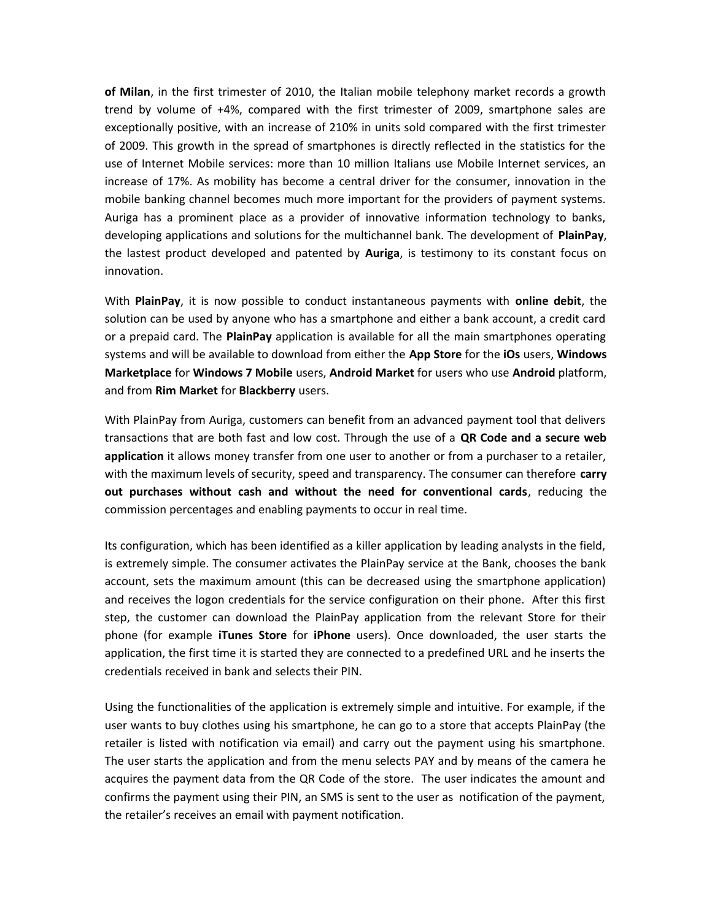**of Milan**, in the first trimester of 2010, the Italian mobile telephony market records a growth trend by volume of +4%, compared with the first trimester of 2009, smartphone sales are exceptionally positive, with an increase of 210% in units sold compared with the first trimester of 2009. This growth in the spread of smartphones is directly reflected in the statistics for the use of Internet Mobile services: more than 10 million Italians use Mobile Internet services, an increase of 17%. As mobility has become a central driver for the consumer, innovation in the mobile banking channel becomes much more important for the providers of payment systems. Auriga has a prominent place as a provider of innovative information technology to banks, developing applications and solutions for the multichannel bank. The development of **PlainPay**, the lastest product developed and patented by **Auriga**, is testimony to its constant focus on innovation.

With **PlainPay**, it is now possible to conduct instantaneous payments with **online debit**, the solution can be used by anyone who has a smartphone and either a bank account, a credit card or a prepaid card. The **PlainPay** application is available for all the main smartphones operating systems and will be available to download from either the **App Store** for the **iOs** users, **Windows Marketplace** for **Windows 7 Mobile** users, **Android Market** for users who use **Android** platform, and from **Rim Market** for **Blackberry** users.

With PlainPay from Auriga, customers can benefit from an advanced payment tool that delivers transactions that are both fast and low cost. Through the use of a **QR Code and a secure web application** it allows money transfer from one user to another or from a purchaser to a retailer, with the maximum levels of security, speed and transparency. The consumer can therefore **carry out purchases without cash and without the need for conventional cards**, reducing the commission percentages and enabling payments to occur in real time.

Its configuration, which has been identified as a killer application by leading analysts in the field, is extremely simple. The consumer activates the PlainPay service at the Bank, chooses the bank account, sets the maximum amount (this can be decreased using the smartphone application) and receives the logon credentials for the service configuration on their phone. After this first step, the customer can download the PlainPay application from the relevant Store for their phone (for example **iTunes Store** for **iPhone** users). Once downloaded, the user starts the application, the first time it is started they are connected to a predefined URL and he inserts the credentials received in bank and selects their PIN.

Using the functionalities of the application is extremely simple and intuitive. For example, if the user wants to buy clothes using his smartphone, he can go to a store that accepts PlainPay (the retailer is listed with notification via email) and carry out the payment using his smartphone. The user starts the application and from the menu selects PAY and by means of the camera he acquires the payment data from the QR Code of the store. The user indicates the amount and confirms the payment using their PIN, an SMS is sent to the user as notification of the payment, the retailer's receives an email with payment notification.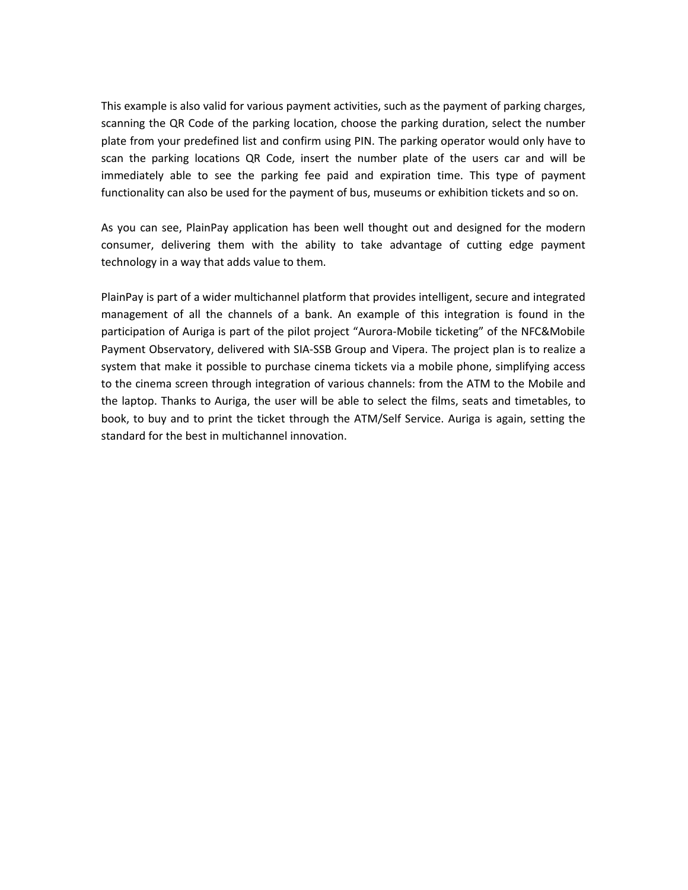This example is also valid for various payment activities, such as the payment of parking charges, scanning the QR Code of the parking location, choose the parking duration, select the number plate from your predefined list and confirm using PIN. The parking operator would only have to scan the parking locations QR Code, insert the number plate of the users car and will be immediately able to see the parking fee paid and expiration time. This type of payment functionality can also be used for the payment of bus, museums or exhibition tickets and so on.

As you can see, PlainPay application has been well thought out and designed for the modern consumer, delivering them with the ability to take advantage of cutting edge payment technology in a way that adds value to them.

PlainPay is part of a wider multichannel platform that provides intelligent, secure and integrated management of all the channels of a bank. An example of this integration is found in the participation of Auriga is part of the pilot project "Aurora-Mobile ticketing" of the NFC&Mobile Payment Observatory, delivered with SIA-SSB Group and Vipera. The project plan is to realize a system that make it possible to purchase cinema tickets via a mobile phone, simplifying access to the cinema screen through integration of various channels: from the ATM to the Mobile and the laptop. Thanks to Auriga, the user will be able to select the films, seats and timetables, to book, to buy and to print the ticket through the ATM/Self Service. Auriga is again, setting the standard for the best in multichannel innovation.